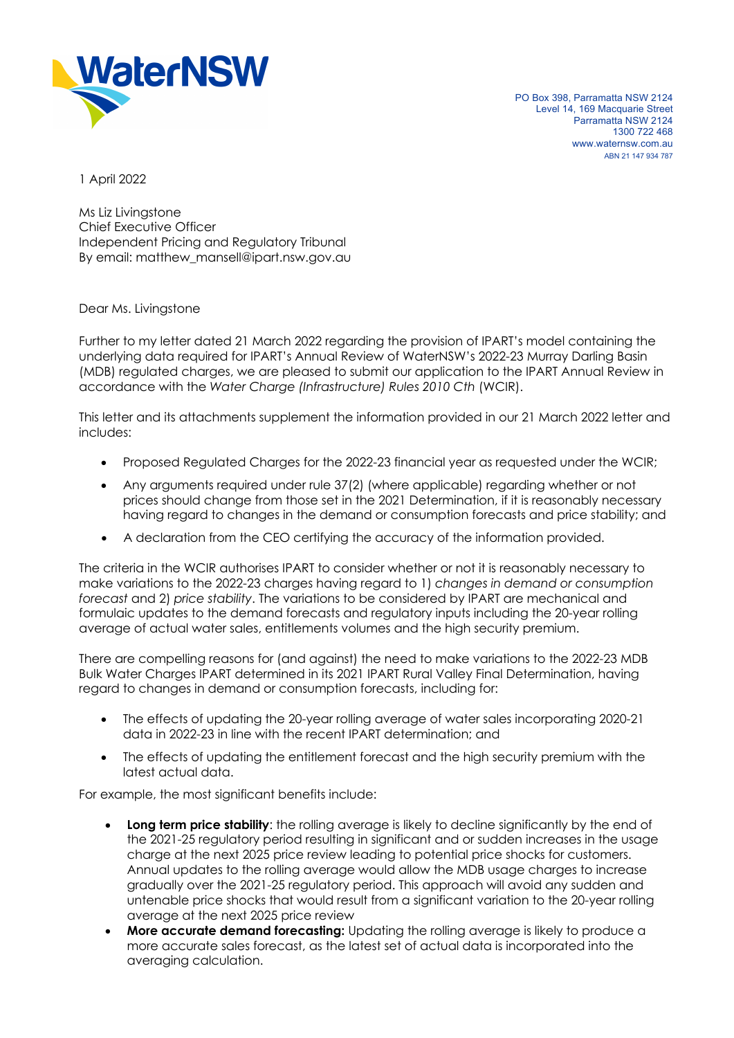WaterNSW

PO Box 398, Parramatta NSW 2124
Level 14, 169 Macquarie Street
Parramatta NSW 2124
1300 722 468
www.waternsw.com.au
ABN 21 147 934 787

1 April 2022

Ms Liz Livingstone
Chief Executive Officer
Independent Pricing and Regulatory Tribunal
By email: matthew_mansell@ipart.nsw.gov.au

Dear Ms. Livingstone

Further to my letter dated 21 March 2022 regarding the provision of IPART's model containing the underlying data required for IPART's Annual Review of WaterNSW's 2022-23 Murray Darling Basin (MDB) regulated charges, we are pleased to submit our application to the IPART Annual Review in accordance with the *Water Charge (Infrastructure) Rules 2010 Cth* (WCIR).

This letter and its attachments supplement the information provided in our 21 March 2022 letter and includes:

- Proposed Regulated Charges for the 2022-23 financial year as requested under the WCIR;
- Any arguments required under rule 37(2) (where applicable) regarding whether or not prices should change from those set in the 2021 Determination, if it is reasonably necessary having regard to changes in the demand or consumption forecasts and price stability; and
- A declaration from the CEO certifying the accuracy of the information provided.

The criteria in the WCIR authorises IPART to consider whether or not it is reasonably necessary to make variations to the 2022-23 charges having regard to 1) *changes in demand or consumption forecast* and 2) *price stability*. The variations to be considered by IPART are mechanical and formulaic updates to the demand forecasts and regulatory inputs including the 20-year rolling average of actual water sales, entitlements volumes and the high security premium.

There are compelling reasons for (and against) the need to make variations to the 2022-23 MDB Bulk Water Charges IPART determined in its 2021 IPART Rural Valley Final Determination, having regard to changes in demand or consumption forecasts, including for:

- The effects of updating the 20-year rolling average of water sales incorporating 2020-21 data in 2022-23 in line with the recent IPART determination; and
- The effects of updating the entitlement forecast and the high security premium with the latest actual data.

For example, the most significant benefits include:

- **Long term price stability**: the rolling average is likely to decline significantly by the end of the 2021-25 regulatory period resulting in significant and or sudden increases in the usage charge at the next 2025 price review leading to potential price shocks for customers. Annual updates to the rolling average would allow the MDB usage charges to increase gradually over the 2021-25 regulatory period. This approach will avoid any sudden and untenable price shocks that would result from a significant variation to the 20-year rolling average at the next 2025 price review
- **More accurate demand forecasting:** Updating the rolling average is likely to produce a more accurate sales forecast, as the latest set of actual data is incorporated into the averaging calculation.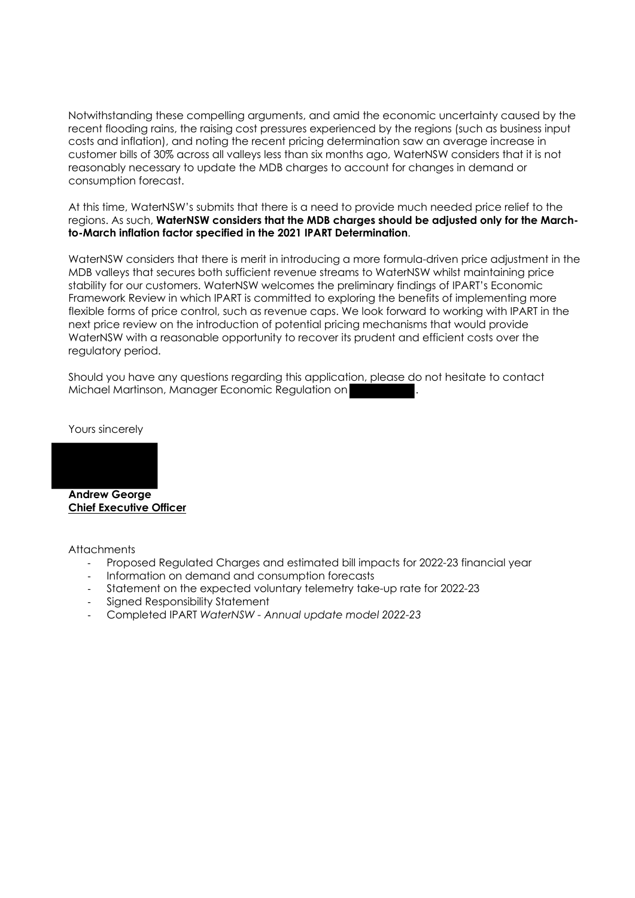Notwithstanding these compelling arguments, and amid the economic uncertainty caused by the recent flooding rains, the raising cost pressures experienced by the regions (such as business input costs and inflation), and noting the recent pricing determination saw an average increase in customer bills of 30% across all valleys less than six months ago, WaterNSW considers that it is not reasonably necessary to update the MDB charges to account for changes in demand or consumption forecast.

At this time, WaterNSW's submits that there is a need to provide much needed price relief to the regions. As such, **WaterNSW considers that the MDB charges should be adjusted only for the March-to-March inflation factor specified in the 2021 IPART Determination**.

WaterNSW considers that there is merit in introducing a more formula-driven price adjustment in the MDB valleys that secures both sufficient revenue streams to WaterNSW whilst maintaining price stability for our customers. WaterNSW welcomes the preliminary findings of IPART's Economic Framework Review in which IPART is committed to exploring the benefits of implementing more flexible forms of price control, such as revenue caps. We look forward to working with IPART in the next price review on the introduction of potential pricing mechanisms that would provide WaterNSW with a reasonable opportunity to recover its prudent and efficient costs over the regulatory period.

Should you have any questions regarding this application, please do not hesitate to contact Michael Martinson, Manager Economic Regulation on [redacted].

Yours sincerely

[redacted]

**Andrew George**
**Chief Executive Officer**

Attachments

- Proposed Regulated Charges and estimated bill impacts for 2022-23 financial year
- Information on demand and consumption forecasts
- Statement on the expected voluntary telemetry take-up rate for 2022-23
- Signed Responsibility Statement
- Completed IPART *WaterNSW - Annual update model 2022-23*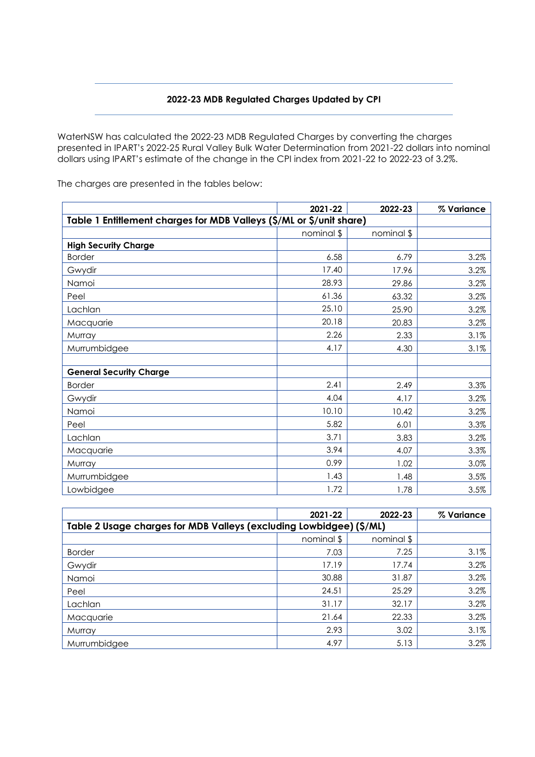## 2022-23 MDB Regulated Charges Updated by CPI

WaterNSW has calculated the 2022-23 MDB Regulated Charges by converting the charges presented in IPART's 2022-25 Rural Valley Bulk Water Determination from 2021-22 dollars into nominal dollars using IPART's estimate of the change in the CPI index from 2021-22 to 2022-23 of 3.2%.

The charges are presented in the tables below:

| | 2021-22 | 2022-23 | % Variance |
|---|---|---|---|
| **Table 1 Entitlement charges for MDB Valleys ($/ML or $/unit share)** | | | |
| | nominal $ | nominal $ | |
| **High Security Charge** | | | |
| Border | 6.58 | 6.79 | 3.2% |
| Gwydir | 17.40 | 17.96 | 3.2% |
| Namoi | 28.93 | 29.86 | 3.2% |
| Peel | 61.36 | 63.32 | 3.2% |
| Lachlan | 25.10 | 25.90 | 3.2% |
| Macquarie | 20.18 | 20.83 | 3.2% |
| Murray | 2.26 | 2.33 | 3.1% |
| Murrumbidgee | 4.17 | 4.30 | 3.1% |
| | | | |
| **General Security Charge** | | | |
| Border | 2.41 | 2.49 | 3.3% |
| Gwydir | 4.04 | 4.17 | 3.2% |
| Namoi | 10.10 | 10.42 | 3.2% |
| Peel | 5.82 | 6.01 | 3.3% |
| Lachlan | 3.71 | 3.83 | 3.2% |
| Macquarie | 3.94 | 4.07 | 3.3% |
| Murray | 0.99 | 1.02 | 3.0% |
| Murrumbidgee | 1.43 | 1.48 | 3.5% |
| Lowbidgee | 1.72 | 1.78 | 3.5% |

| | 2021-22 | 2022-23 | % Variance |
|---|---|---|---|
| **Table 2 Usage charges for MDB Valleys (excluding Lowbidgee) ($/ML)** | | | |
| | nominal $ | nominal $ | |
| Border | 7.03 | 7.25 | 3.1% |
| Gwydir | 17.19 | 17.74 | 3.2% |
| Namoi | 30.88 | 31.87 | 3.2% |
| Peel | 24.51 | 25.29 | 3.2% |
| Lachlan | 31.17 | 32.17 | 3.2% |
| Macquarie | 21.64 | 22.33 | 3.2% |
| Murray | 2.93 | 3.02 | 3.1% |
| Murrumbidgee | 4.97 | 5.13 | 3.2% |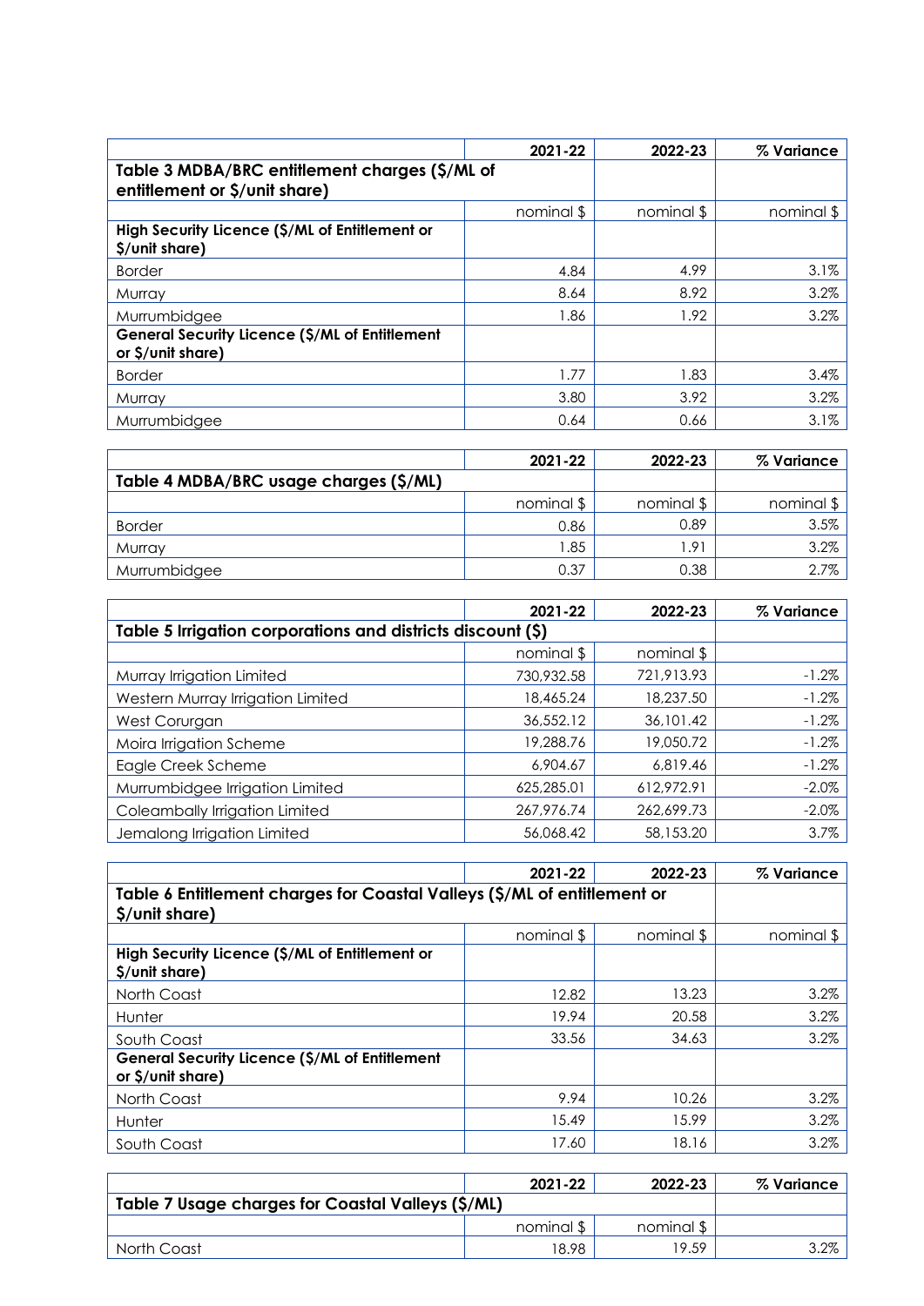| | 2021-22 | 2022-23 | % Variance |
|---|---|---|---|
| **Table 3 MDBA/BRC entitlement charges ($/ML of entitlement or $/unit share)** | | | |
| | nominal $ | nominal $ | nominal $ |
| **High Security Licence ($/ML of Entitlement or $/unit share)** | | | |
| Border | 4.84 | 4.99 | 3.1% |
| Murray | 8.64 | 8.92 | 3.2% |
| Murrumbidgee | 1.86 | 1.92 | 3.2% |
| **General Security Licence ($/ML of Entitlement or $/unit share)** | | | |
| Border | 1.77 | 1.83 | 3.4% |
| Murray | 3.80 | 3.92 | 3.2% |
| Murrumbidgee | 0.64 | 0.66 | 3.1% |

| | 2021-22 | 2022-23 | % Variance |
|---|---|---|---|
| **Table 4 MDBA/BRC usage charges ($/ML)** | | | |
| | nominal $ | nominal $ | nominal $ |
| Border | 0.86 | 0.89 | 3.5% |
| Murray | 1.85 | 1.91 | 3.2% |
| Murrumbidgee | 0.37 | 0.38 | 2.7% |

| | 2021-22 | 2022-23 | % Variance |
|---|---|---|---|
| **Table 5 Irrigation corporations and districts discount ($)** | | | |
| | nominal $ | nominal $ | |
| Murray Irrigation Limited | 730,932.58 | 721,913.93 | -1.2% |
| Western Murray Irrigation Limited | 18,465.24 | 18,237.50 | -1.2% |
| West Corurgan | 36,552.12 | 36,101.42 | -1.2% |
| Moira Irrigation Scheme | 19,288.76 | 19,050.72 | -1.2% |
| Eagle Creek Scheme | 6,904.67 | 6,819.46 | -1.2% |
| Murrumbidgee Irrigation Limited | 625,285.01 | 612,972.91 | -2.0% |
| Coleambally Irrigation Limited | 267,976.74 | 262,699.73 | -2.0% |
| Jemalong Irrigation Limited | 56,068.42 | 58,153.20 | 3.7% |

| | 2021-22 | 2022-23 | % Variance |
|---|---|---|---|
| **Table 6 Entitlement charges for Coastal Valleys ($/ML of entitlement or $/unit share)** | | | |
| | nominal $ | nominal $ | nominal $ |
| **High Security Licence ($/ML of Entitlement or $/unit share)** | | | |
| North Coast | 12.82 | 13.23 | 3.2% |
| Hunter | 19.94 | 20.58 | 3.2% |
| South Coast | 33.56 | 34.63 | 3.2% |
| **General Security Licence ($/ML of Entitlement or $/unit share)** | | | |
| North Coast | 9.94 | 10.26 | 3.2% |
| Hunter | 15.49 | 15.99 | 3.2% |
| South Coast | 17.60 | 18.16 | 3.2% |

| | 2021-22 | 2022-23 | % Variance |
|---|---|---|---|
| **Table 7 Usage charges for Coastal Valleys ($/ML)** | | | |
| | nominal $ | nominal $ | |
| North Coast | 18.98 | 19.59 | 3.2% |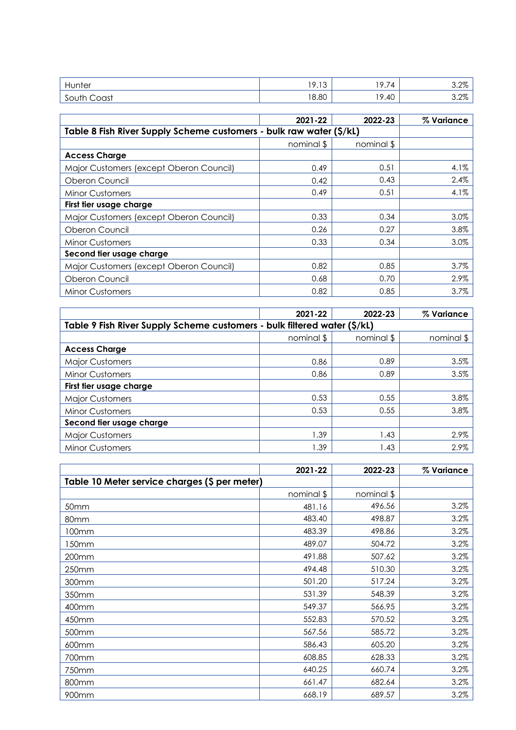| | | | |
|---|---|---|---|
| Hunter | 19.13 | 19.74 | 3.2% |
| South Coast | 18.80 | 19.40 | 3.2% |

| | 2021-22 | 2022-23 | % Variance |
|---|---|---|---|
| **Table 8 Fish River Supply Scheme customers - bulk raw water ($/kL)** | | | |
| | nominal $ | nominal $ | |
| **Access Charge** | | | |
| Major Customers (except Oberon Council) | 0.49 | 0.51 | 4.1% |
| Oberon Council | 0.42 | 0.43 | 2.4% |
| Minor Customers | 0.49 | 0.51 | 4.1% |
| **First tier usage charge** | | | |
| Major Customers (except Oberon Council) | 0.33 | 0.34 | 3.0% |
| Oberon Council | 0.26 | 0.27 | 3.8% |
| Minor Customers | 0.33 | 0.34 | 3.0% |
| **Second tier usage charge** | | | |
| Major Customers (except Oberon Council) | 0.82 | 0.85 | 3.7% |
| Oberon Council | 0.68 | 0.70 | 2.9% |
| Minor Customers | 0.82 | 0.85 | 3.7% |

| | 2021-22 | 2022-23 | % Variance |
|---|---|---|---|
| **Table 9 Fish River Supply Scheme customers - bulk filtered water ($/kL)** | | | |
| | nominal $ | nominal $ | nominal $ |
| **Access Charge** | | | |
| Major Customers | 0.86 | 0.89 | 3.5% |
| Minor Customers | 0.86 | 0.89 | 3.5% |
| **First tier usage charge** | | | |
| Major Customers | 0.53 | 0.55 | 3.8% |
| Minor Customers | 0.53 | 0.55 | 3.8% |
| **Second tier usage charge** | | | |
| Major Customers | 1.39 | 1.43 | 2.9% |
| Minor Customers | 1.39 | 1.43 | 2.9% |

| | 2021-22 | 2022-23 | % Variance |
|---|---|---|---|
| **Table 10 Meter service charges ($ per meter)** | | | |
| | nominal $ | nominal $ | |
| 50mm | 481.16 | 496.56 | 3.2% |
| 80mm | 483.40 | 498.87 | 3.2% |
| 100mm | 483.39 | 498.86 | 3.2% |
| 150mm | 489.07 | 504.72 | 3.2% |
| 200mm | 491.88 | 507.62 | 3.2% |
| 250mm | 494.48 | 510.30 | 3.2% |
| 300mm | 501.20 | 517.24 | 3.2% |
| 350mm | 531.39 | 548.39 | 3.2% |
| 400mm | 549.37 | 566.95 | 3.2% |
| 450mm | 552.83 | 570.52 | 3.2% |
| 500mm | 567.56 | 585.72 | 3.2% |
| 600mm | 586.43 | 605.20 | 3.2% |
| 700mm | 608.85 | 628.33 | 3.2% |
| 750mm | 640.25 | 660.74 | 3.2% |
| 800mm | 661.47 | 682.64 | 3.2% |
| 900mm | 668.19 | 689.57 | 3.2% |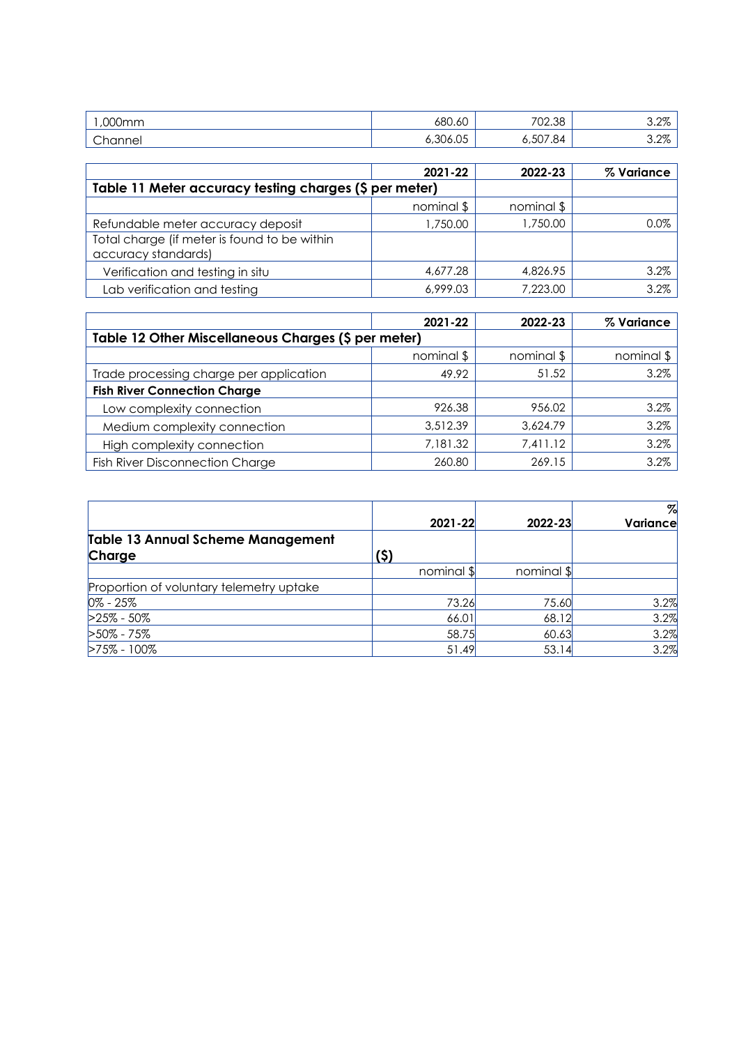| | | | |
|---|---|---|---|
| 1,000mm | 680.60 | 702.38 | 3.2% |
| Channel | 6,306.05 | 6,507.84 | 3.2% |

| | 2021-22 | 2022-23 | % Variance |
|---|---|---|---|
| **Table 11 Meter accuracy testing charges ($ per meter)** | | | |
| | nominal $ | nominal $ | |
| Refundable meter accuracy deposit | 1,750.00 | 1,750.00 | 0.0% |
| Total charge (if meter is found to be within accuracy standards) | | | |
| Verification and testing in situ | 4,677.28 | 4,826.95 | 3.2% |
| Lab verification and testing | 6,999.03 | 7,223.00 | 3.2% |

| | 2021-22 | 2022-23 | % Variance |
|---|---|---|---|
| **Table 12 Other Miscellaneous Charges ($ per meter)** | | | |
| | nominal $ | nominal $ | nominal $ |
| Trade processing charge per application | 49.92 | 51.52 | 3.2% |
| **Fish River Connection Charge** | | | |
| Low complexity connection | 926.38 | 956.02 | 3.2% |
| Medium complexity connection | 3,512.39 | 3,624.79 | 3.2% |
| High complexity connection | 7,181.32 | 7,411.12 | 3.2% |
| Fish River Disconnection Charge | 260.80 | 269.15 | 3.2% |

| | 2021-22 | 2022-23 | % Variance |
|---|---|---|---|
| **Table 13 Annual Scheme Management Charge** | **($)** | | |
| | nominal $ | nominal $ | |
| Proportion of voluntary telemetry uptake | | | |
| 0% - 25% | 73.26 | 75.60 | 3.2% |
| >25% - 50% | 66.01 | 68.12 | 3.2% |
| >50% - 75% | 58.75 | 60.63 | 3.2% |
| >75% - 100% | 51.49 | 53.14 | 3.2% |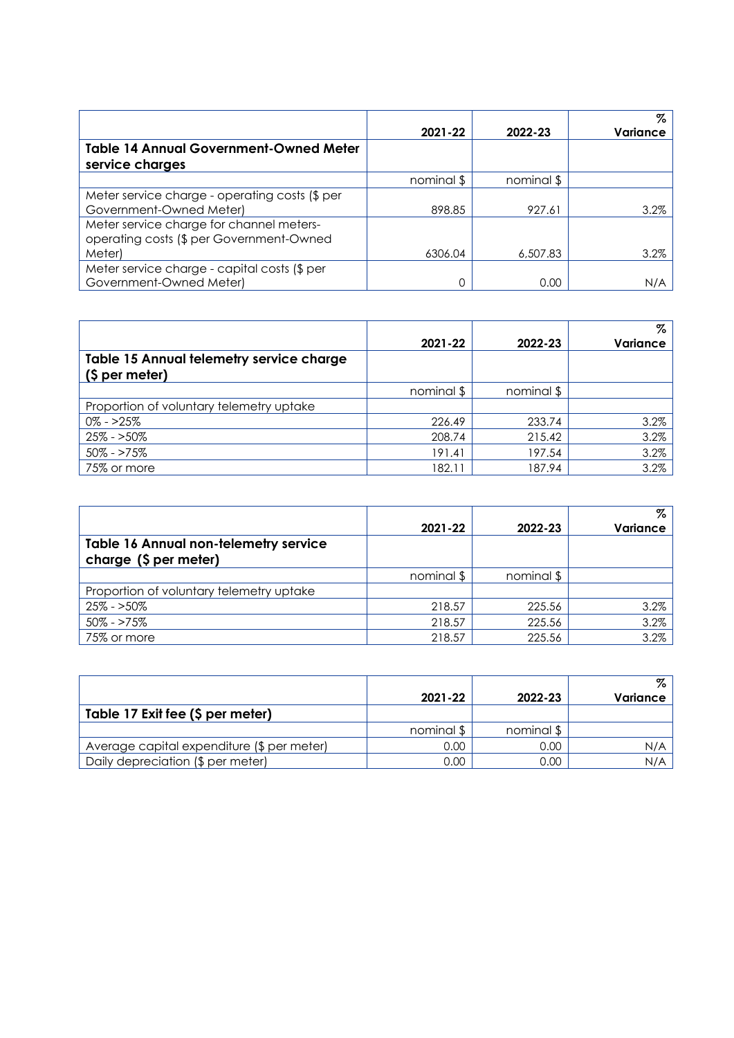| | 2021-22 | 2022-23 | % Variance |
|---|---|---|---|
| **Table 14 Annual Government-Owned Meter service charges** | | | |
| | nominal $ | nominal $ | |
| Meter service charge - operating costs ($ per Government-Owned Meter) | 898.85 | 927.61 | 3.2% |
| Meter service charge for channel meters- operating costs ($ per Government-Owned Meter) | 6306.04 | 6,507.83 | 3.2% |
| Meter service charge - capital costs ($ per Government-Owned Meter) | 0 | 0.00 | N/A |

| | 2021-22 | 2022-23 | % Variance |
|---|---|---|---|
| **Table 15 Annual telemetry service charge ($ per meter)** | | | |
| | nominal $ | nominal $ | |
| Proportion of voluntary telemetry uptake | | | |
| 0% - >25% | 226.49 | 233.74 | 3.2% |
| 25% - >50% | 208.74 | 215.42 | 3.2% |
| 50% - >75% | 191.41 | 197.54 | 3.2% |
| 75% or more | 182.11 | 187.94 | 3.2% |

| | 2021-22 | 2022-23 | % Variance |
|---|---|---|---|
| **Table 16 Annual non-telemetry service charge ($ per meter)** | | | |
| | nominal $ | nominal $ | |
| Proportion of voluntary telemetry uptake | | | |
| 25% - >50% | 218.57 | 225.56 | 3.2% |
| 50% - >75% | 218.57 | 225.56 | 3.2% |
| 75% or more | 218.57 | 225.56 | 3.2% |

| | 2021-22 | 2022-23 | % Variance |
|---|---|---|---|
| **Table 17 Exit fee ($ per meter)** | | | |
| | nominal $ | nominal $ | |
| Average capital expenditure ($ per meter) | 0.00 | 0.00 | N/A |
| Daily depreciation ($ per meter) | 0.00 | 0.00 | N/A |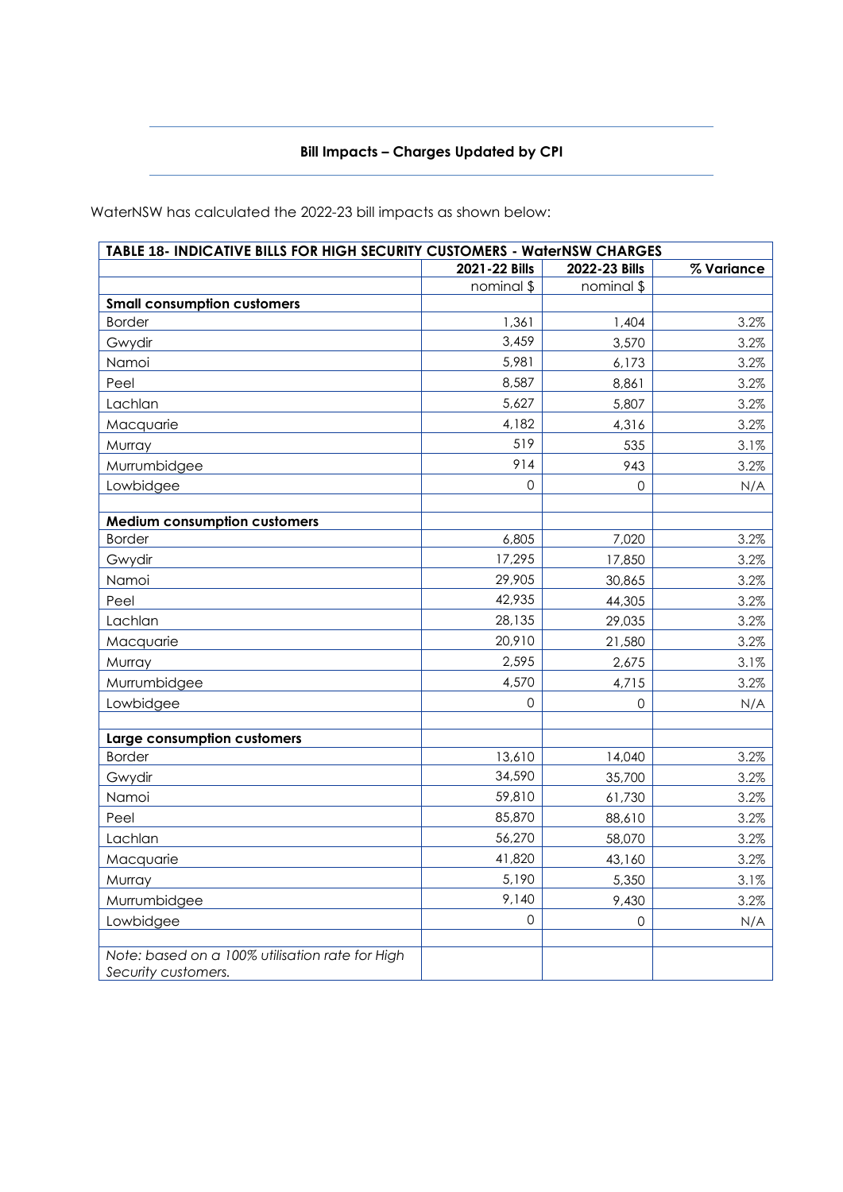## Bill Impacts – Charges Updated by CPI

WaterNSW has calculated the 2022-23 bill impacts as shown below:

| TABLE 18- INDICATIVE BILLS FOR HIGH SECURITY CUSTOMERS - WaterNSW CHARGES | | | |
|---|---|---|---|
| | **2021-22 Bills** | **2022-23 Bills** | **% Variance** |
| | nominal $ | nominal $ | |
| **Small consumption customers** | | | |
| Border | 1,361 | 1,404 | 3.2% |
| Gwydir | 3,459 | 3,570 | 3.2% |
| Namoi | 5,981 | 6,173 | 3.2% |
| Peel | 8,587 | 8,861 | 3.2% |
| Lachlan | 5,627 | 5,807 | 3.2% |
| Macquarie | 4,182 | 4,316 | 3.2% |
| Murray | 519 | 535 | 3.1% |
| Murrumbidgee | 914 | 943 | 3.2% |
| Lowbidgee | 0 | 0 | N/A |
| | | | |
| **Medium consumption customers** | | | |
| Border | 6,805 | 7,020 | 3.2% |
| Gwydir | 17,295 | 17,850 | 3.2% |
| Namoi | 29,905 | 30,865 | 3.2% |
| Peel | 42,935 | 44,305 | 3.2% |
| Lachlan | 28,135 | 29,035 | 3.2% |
| Macquarie | 20,910 | 21,580 | 3.2% |
| Murray | 2,595 | 2,675 | 3.1% |
| Murrumbidgee | 4,570 | 4,715 | 3.2% |
| Lowbidgee | 0 | 0 | N/A |
| | | | |
| **Large consumption customers** | | | |
| Border | 13,610 | 14,040 | 3.2% |
| Gwydir | 34,590 | 35,700 | 3.2% |
| Namoi | 59,810 | 61,730 | 3.2% |
| Peel | 85,870 | 88,610 | 3.2% |
| Lachlan | 56,270 | 58,070 | 3.2% |
| Macquarie | 41,820 | 43,160 | 3.2% |
| Murray | 5,190 | 5,350 | 3.1% |
| Murrumbidgee | 9,140 | 9,430 | 3.2% |
| Lowbidgee | 0 | 0 | N/A |
| | | | |
| *Note: based on a 100% utilisation rate for High Security customers.* | | | |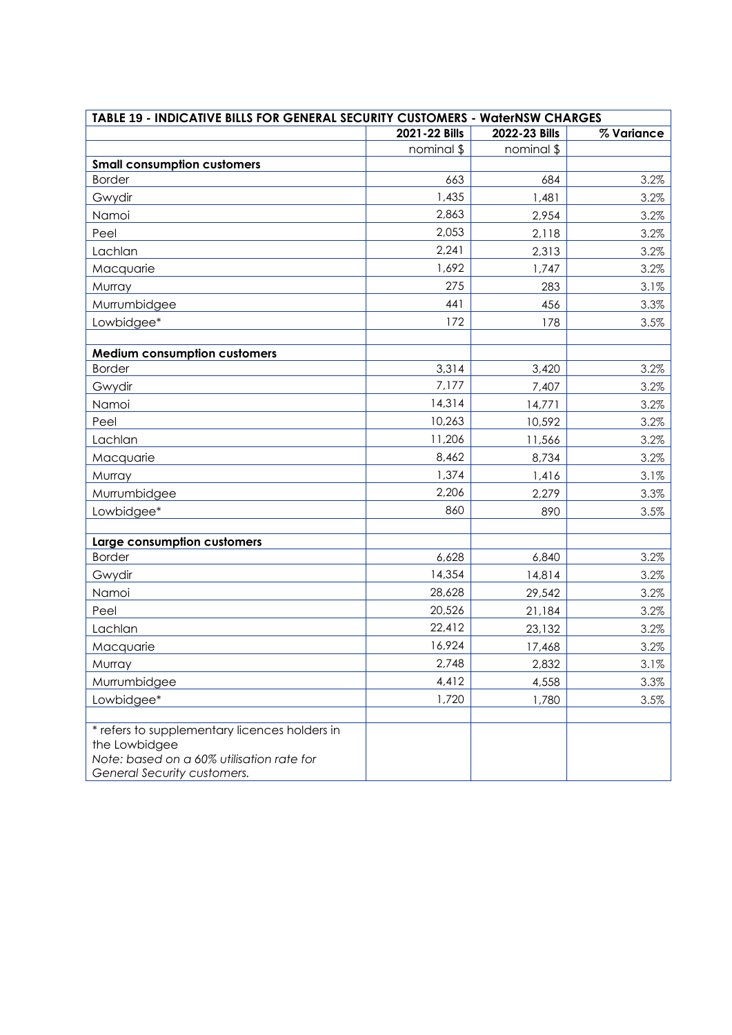| TABLE 19 - INDICATIVE BILLS FOR GENERAL SECURITY CUSTOMERS - WaterNSW CHARGES | | | |
|---|---|---|---|
| | **2021-22 Bills** | **2022-23 Bills** | **% Variance** |
| | nominal $ | nominal $ | |
| **Small consumption customers** | | | |
| Border | 663 | 684 | 3.2% |
| Gwydir | 1,435 | 1,481 | 3.2% |
| Namoi | 2,863 | 2,954 | 3.2% |
| Peel | 2,053 | 2,118 | 3.2% |
| Lachlan | 2,241 | 2,313 | 3.2% |
| Macquarie | 1,692 | 1,747 | 3.2% |
| Murray | 275 | 283 | 3.1% |
| Murrumbidgee | 441 | 456 | 3.3% |
| Lowbidgee* | 172 | 178 | 3.5% |
| | | | |
| **Medium consumption customers** | | | |
| Border | 3,314 | 3,420 | 3.2% |
| Gwydir | 7,177 | 7,407 | 3.2% |
| Namoi | 14,314 | 14,771 | 3.2% |
| Peel | 10,263 | 10,592 | 3.2% |
| Lachlan | 11,206 | 11,566 | 3.2% |
| Macquarie | 8,462 | 8,734 | 3.2% |
| Murray | 1,374 | 1,416 | 3.1% |
| Murrumbidgee | 2,206 | 2,279 | 3.3% |
| Lowbidgee* | 860 | 890 | 3.5% |
| | | | |
| **Large consumption customers** | | | |
| Border | 6,628 | 6,840 | 3.2% |
| Gwydir | 14,354 | 14,814 | 3.2% |
| Namoi | 28,628 | 29,542 | 3.2% |
| Peel | 20,526 | 21,184 | 3.2% |
| Lachlan | 22,412 | 23,132 | 3.2% |
| Macquarie | 16,924 | 17,468 | 3.2% |
| Murray | 2,748 | 2,832 | 3.1% |
| Murrumbidgee | 4,412 | 4,558 | 3.3% |
| Lowbidgee* | 1,720 | 1,780 | 3.5% |
| | | | |
| * refers to supplementary licences holders in the Lowbidgee<br>*Note: based on a 60% utilisation rate for General Security customers.* | | | |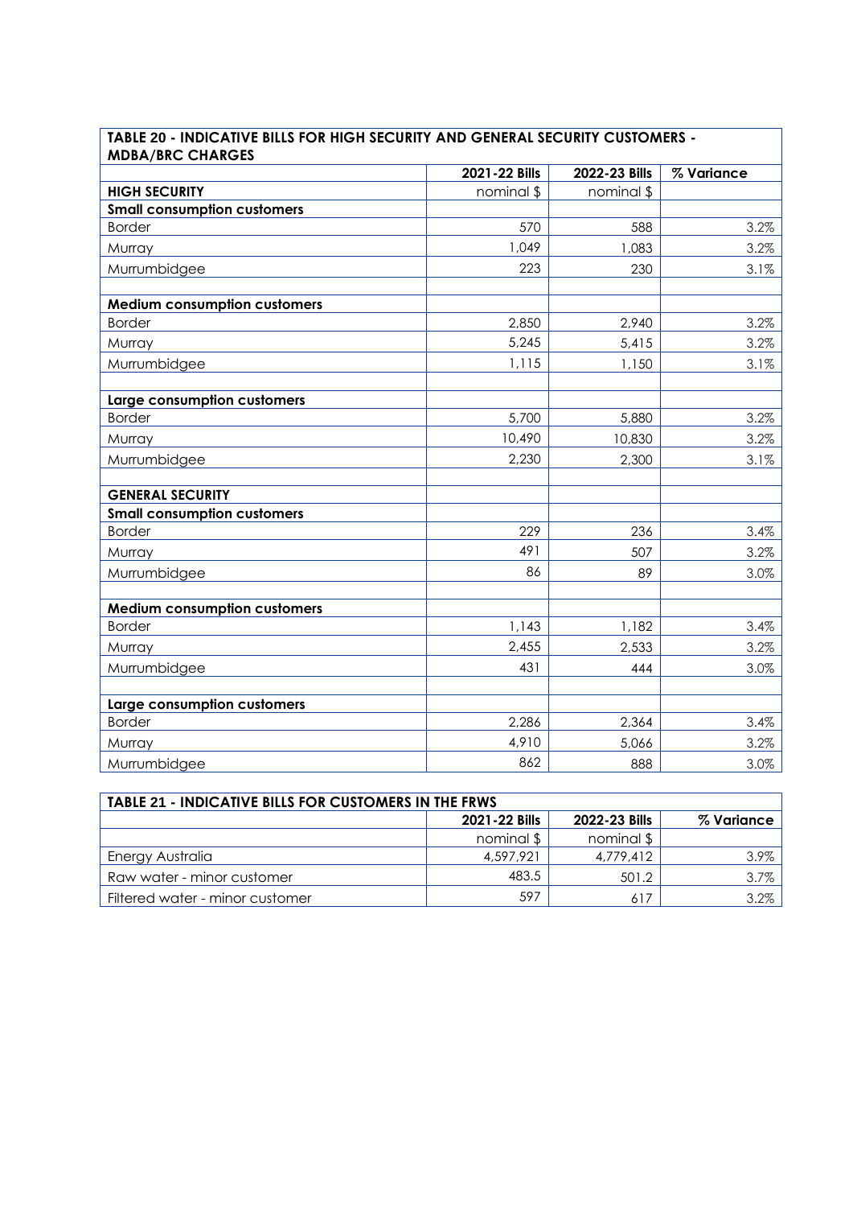| TABLE 20 - INDICATIVE BILLS FOR HIGH SECURITY AND GENERAL SECURITY CUSTOMERS - MDBA/BRC CHARGES | | | |
|---|---|---|---|
| | 2021-22 Bills | 2022-23 Bills | % Variance |
| **HIGH SECURITY** | nominal $ | nominal $ | |
| **Small consumption customers** | | | |
| Border | 570 | 588 | 3.2% |
| Murray | 1,049 | 1,083 | 3.2% |
| Murrumbidgee | 223 | 230 | 3.1% |
| | | | |
| **Medium consumption customers** | | | |
| Border | 2,850 | 2,940 | 3.2% |
| Murray | 5,245 | 5,415 | 3.2% |
| Murrumbidgee | 1,115 | 1,150 | 3.1% |
| | | | |
| **Large consumption customers** | | | |
| Border | 5,700 | 5,880 | 3.2% |
| Murray | 10,490 | 10,830 | 3.2% |
| Murrumbidgee | 2,230 | 2,300 | 3.1% |
| | | | |
| **GENERAL SECURITY** | | | |
| **Small consumption customers** | | | |
| Border | 229 | 236 | 3.4% |
| Murray | 491 | 507 | 3.2% |
| Murrumbidgee | 86 | 89 | 3.0% |
| | | | |
| **Medium consumption customers** | | | |
| Border | 1,143 | 1,182 | 3.4% |
| Murray | 2,455 | 2,533 | 3.2% |
| Murrumbidgee | 431 | 444 | 3.0% |
| | | | |
| **Large consumption customers** | | | |
| Border | 2,286 | 2,364 | 3.4% |
| Murray | 4,910 | 5,066 | 3.2% |
| Murrumbidgee | 862 | 888 | 3.0% |

| TABLE 21 - INDICATIVE BILLS FOR CUSTOMERS IN THE FRWS | | | |
|---|---|---|---|
| | 2021-22 Bills | 2022-23 Bills | % Variance |
| | nominal $ | nominal $ | |
| Energy Australia | 4,597,921 | 4,779,412 | 3.9% |
| Raw water - minor customer | 483.5 | 501.2 | 3.7% |
| Filtered water - minor customer | 597 | 617 | 3.2% |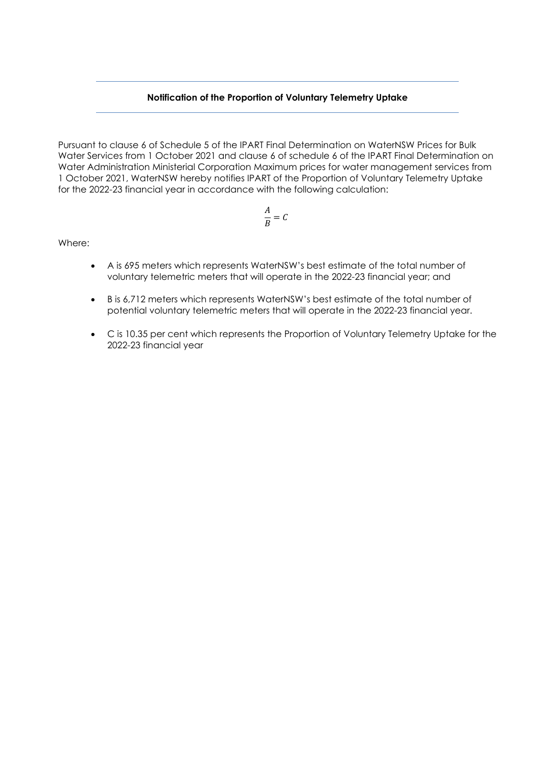**Notification of the Proportion of Voluntary Telemetry Uptake**

Pursuant to clause 6 of Schedule 5 of the IPART Final Determination on WaterNSW Prices for Bulk Water Services from 1 October 2021 and clause 6 of schedule 6 of the IPART Final Determination on Water Administration Ministerial Corporation Maximum prices for water management services from 1 October 2021, WaterNSW hereby notifies IPART of the Proportion of Voluntary Telemetry Uptake for the 2022-23 financial year in accordance with the following calculation:

$$\frac{A}{B} = C$$

Where:

- A is 695 meters which represents WaterNSW's best estimate of the total number of voluntary telemetric meters that will operate in the 2022-23 financial year; and
- B is 6,712 meters which represents WaterNSW's best estimate of the total number of potential voluntary telemetric meters that will operate in the 2022-23 financial year.
- C is 10.35 per cent which represents the Proportion of Voluntary Telemetry Uptake for the 2022-23 financial year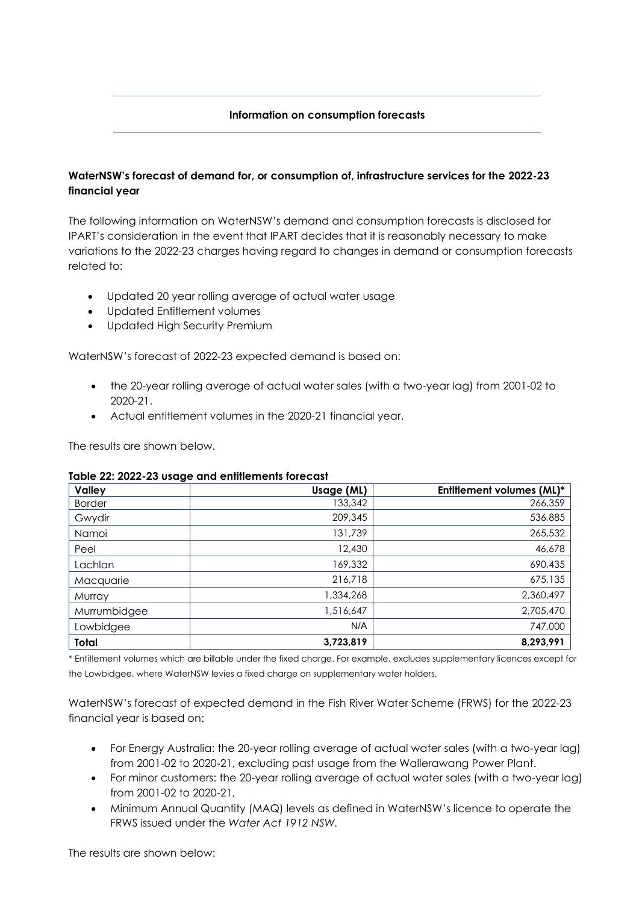**Information on consumption forecasts**

### WaterNSW's forecast of demand for, or consumption of, infrastructure services for the 2022-23 financial year

The following information on WaterNSW's demand and consumption forecasts is disclosed for IPART's consideration in the event that IPART decides that it is reasonably necessary to make variations to the 2022-23 charges having regard to changes in demand or consumption forecasts related to:

- Updated 20 year rolling average of actual water usage
- Updated Entitlement volumes
- Updated High Security Premium

WaterNSW's forecast of 2022-23 expected demand is based on:

- the 20-year rolling average of actual water sales (with a two-year lag) from 2001-02 to 2020-21.
- Actual entitlement volumes in the 2020-21 financial year.

The results are shown below.

**Table 22: 2022-23 usage and entitlements forecast**

| Valley | Usage (ML) | Entitlement volumes (ML)* |
|---|---:|---:|
| Border | 133,342 | 266,359 |
| Gwydir | 209,345 | 536,885 |
| Namoi | 131,739 | 265,532 |
| Peel | 12,430 | 46,678 |
| Lachlan | 169,332 | 690,435 |
| Macquarie | 216,718 | 675,135 |
| Murray | 1,334,268 | 2,360,497 |
| Murrumbidgee | 1,516,647 | 2,705,470 |
| Lowbidgee | N/A | 747,000 |
| **Total** | **3,723,819** | **8,293,991** |

* Entitlement volumes which are billable under the fixed charge. For example, excludes supplementary licences except for the Lowbidgee, where WaterNSW levies a fixed charge on supplementary water holders.

WaterNSW's forecast of expected demand in the Fish River Water Scheme (FRWS) for the 2022-23 financial year is based on:

- For Energy Australia: the 20-year rolling average of actual water sales (with a two-year lag) from 2001-02 to 2020-21, excluding past usage from the Wallerawang Power Plant.
- For minor customers: the 20-year rolling average of actual water sales (with a two-year lag) from 2001-02 to 2020-21,
- Minimum Annual Quantity (MAQ) levels as defined in WaterNSW's licence to operate the FRWS issued under the *Water Act 1912 NSW*.

The results are shown below: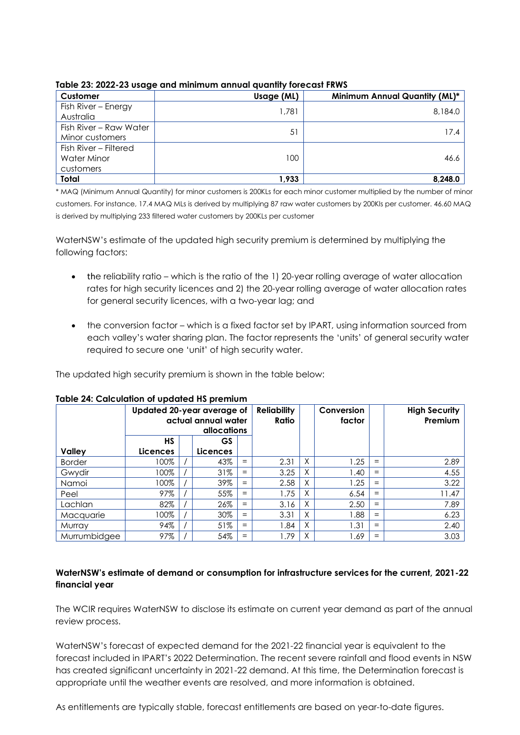**Table 23: 2022-23 usage and minimum annual quantity forecast FRWS**

| Customer | Usage (ML) | Minimum Annual Quantity (ML)* |
|---|---|---|
| Fish River – Energy Australia | 1,781 | 8,184.0 |
| Fish River – Raw Water Minor customers | 51 | 17.4 |
| Fish River – Filtered Water Minor customers | 100 | 46.6 |
| **Total** | **1,933** | **8,248.0** |

\* MAQ (Minimum Annual Quantity) for minor customers is 200KLs for each minor customer multiplied by the number of minor customers. For instance, 17.4 MAQ MLs is derived by multiplying 87 raw water customers by 200Kls per customer. 46.60 MAQ is derived by multiplying 233 filtered water customers by 200KLs per customer

WaterNSW's estimate of the updated high security premium is determined by multiplying the following factors:

- the reliability ratio – which is the ratio of the 1) 20-year rolling average of water allocation rates for high security licences and 2) the 20-year rolling average of water allocation rates for general security licences, with a two-year lag; and
- the conversion factor – which is a fixed factor set by IPART, using information sourced from each valley's water sharing plan. The factor represents the 'units' of general security water required to secure one 'unit' of high security water.

The updated high security premium is shown in the table below:

**Table 24: Calculation of updated HS premium**

| | Updated 20-year average of actual annual water allocations | | | | Reliability Ratio | | Conversion factor | | High Security Premium |
|---|---|---|---|---|---|---|---|---|---|
| Valley | HS Licences | | GS Licences | | | | | | |
| Border | 100% | / | 43% | = | 2.31 | X | 1.25 | = | 2.89 |
| Gwydir | 100% | / | 31% | = | 3.25 | X | 1.40 | = | 4.55 |
| Namoi | 100% | / | 39% | = | 2.58 | X | 1.25 | = | 3.22 |
| Peel | 97% | / | 55% | = | 1.75 | X | 6.54 | = | 11.47 |
| Lachlan | 82% | / | 26% | = | 3.16 | X | 2.50 | = | 7.89 |
| Macquarie | 100% | / | 30% | = | 3.31 | X | 1.88 | = | 6.23 |
| Murray | 94% | / | 51% | = | 1.84 | X | 1.31 | = | 2.40 |
| Murrumbidgee | 97% | / | 54% | = | 1.79 | X | 1.69 | = | 3.03 |

**WaterNSW's estimate of demand or consumption for infrastructure services for the current, 2021-22 financial year**

The WCIR requires WaterNSW to disclose its estimate on current year demand as part of the annual review process.

WaterNSW's forecast of expected demand for the 2021-22 financial year is equivalent to the forecast included in IPART's 2022 Determination. The recent severe rainfall and flood events in NSW has created significant uncertainty in 2021-22 demand. At this time, the Determination forecast is appropriate until the weather events are resolved, and more information is obtained.

As entitlements are typically stable, forecast entitlements are based on year-to-date figures.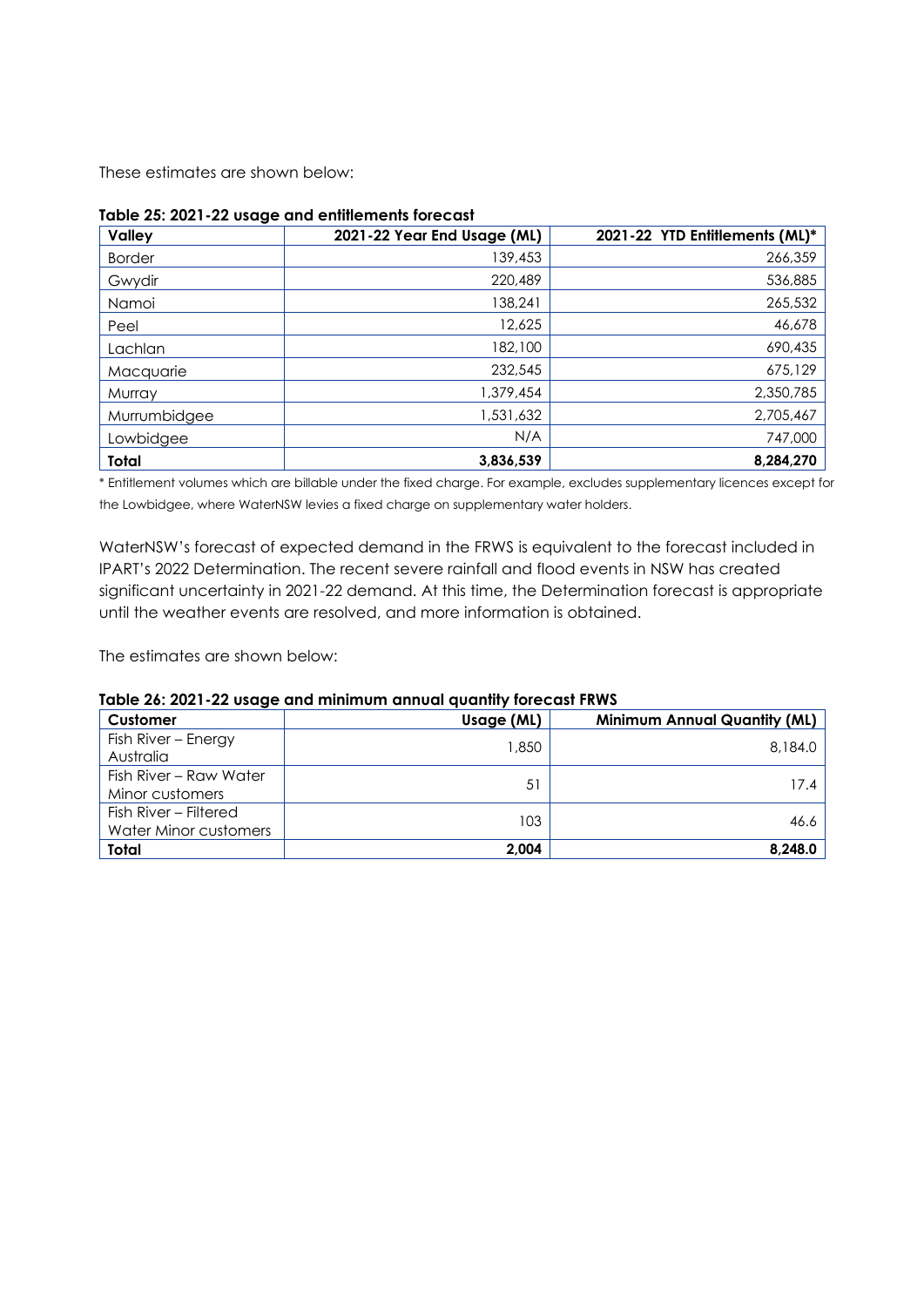These estimates are shown below:

**Table 25: 2021-22 usage and entitlements forecast**

| Valley | 2021-22 Year End Usage (ML) | 2021-22 YTD Entitlements (ML)* |
|---|---|---|
| Border | 139,453 | 266,359 |
| Gwydir | 220,489 | 536,885 |
| Namoi | 138,241 | 265,532 |
| Peel | 12,625 | 46,678 |
| Lachlan | 182,100 | 690,435 |
| Macquarie | 232,545 | 675,129 |
| Murray | 1,379,454 | 2,350,785 |
| Murrumbidgee | 1,531,632 | 2,705,467 |
| Lowbidgee | N/A | 747,000 |
| **Total** | **3,836,539** | **8,284,270** |

* Entitlement volumes which are billable under the fixed charge. For example, excludes supplementary licences except for the Lowbidgee, where WaterNSW levies a fixed charge on supplementary water holders.

WaterNSW's forecast of expected demand in the FRWS is equivalent to the forecast included in IPART's 2022 Determination. The recent severe rainfall and flood events in NSW has created significant uncertainty in 2021-22 demand. At this time, the Determination forecast is appropriate until the weather events are resolved, and more information is obtained.

The estimates are shown below:

**Table 26: 2021-22 usage and minimum annual quantity forecast FRWS**

| Customer | Usage (ML) | Minimum Annual Quantity (ML) |
|---|---|---|
| Fish River – Energy Australia | 1,850 | 8,184.0 |
| Fish River – Raw Water Minor customers | 51 | 17.4 |
| Fish River – Filtered Water Minor customers | 103 | 46.6 |
| **Total** | **2,004** | **8,248.0** |